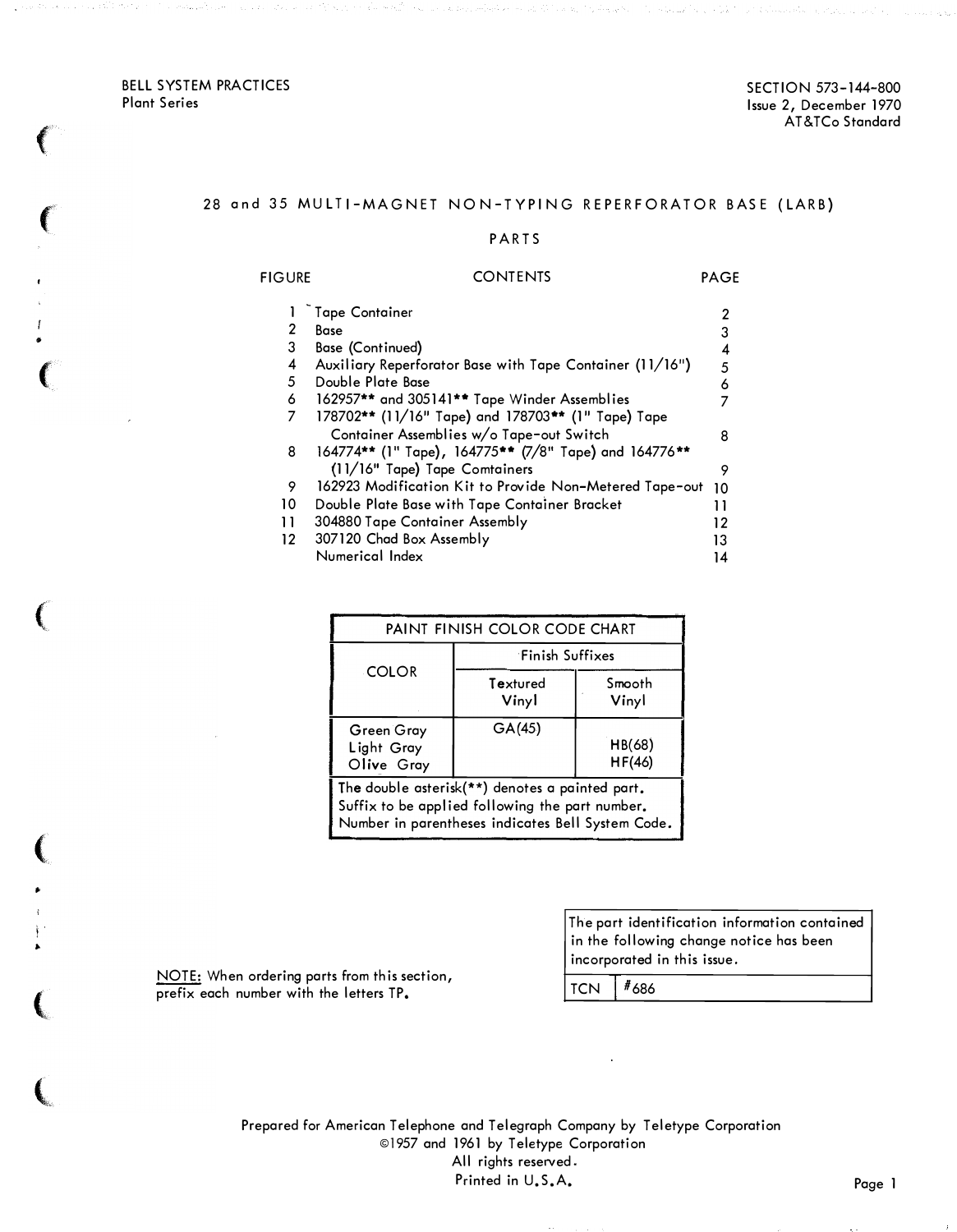BELL SYSTEM PRACTICES
Plant Series

SECTION 573-144-800
Issue 2, December 1970
AT&TCo Standard

# 28 and 35 MULTI-MAGNET NON-TYPING REPERFORATOR BASE (LARB)

## PARTS

| FIGURE | CONTENTS | PAGE |
|---|---|---|
| 1 | Tape Container | 2 |
| 2 | Base | 3 |
| 3 | Base (Continued) | 4 |
| 4 | Auxiliary Reperforator Base with Tape Container (11/16") | 5 |
| 5 | Double Plate Base | 6 |
| 6 | 162957** and 305141** Tape Winder Assemblies | 7 |
| 7 | 178702** (11/16" Tape) and 178703** (1" Tape) Tape Container Assemblies w/o Tape-out Switch | 8 |
| 8 | 164774** (1" Tape), 164775** (7/8" Tape) and 164776** (11/16" Tape) Tape Comtainers | 9 |
| 9 | 162923 Modification Kit to Provide Non-Metered Tape-out | 10 |
| 10 | Double Plate Base with Tape Container Bracket | 11 |
| 11 | 304880 Tape Container Assembly | 12 |
| 12 | 307120 Chad Box Assembly | 13 |
| | Numerical Index | 14 |

| PAINT FINISH COLOR CODE CHART | | |
|---|---|---|
| COLOR | Finish Suffixes | |
| | Textured Vinyl | Smooth Vinyl |
| Green Gray | GA(45) | |
| Light Gray | | HB(68) |
| Olive Gray | | HF(46) |
| The double asterisk(**) denotes a painted part. Suffix to be applied following the part number. Number in parentheses indicates Bell System Code. | | |

NOTE: When ordering parts from this section, prefix each number with the letters TP.

| The part identification information contained in the following change notice has been incorporated in this issue. | |
|---|---|
| TCN | #686 |

Prepared for American Telephone and Telegraph Company by Teletype Corporation
©1957 and 1961 by Teletype Corporation
All rights reserved.
Printed in U.S.A.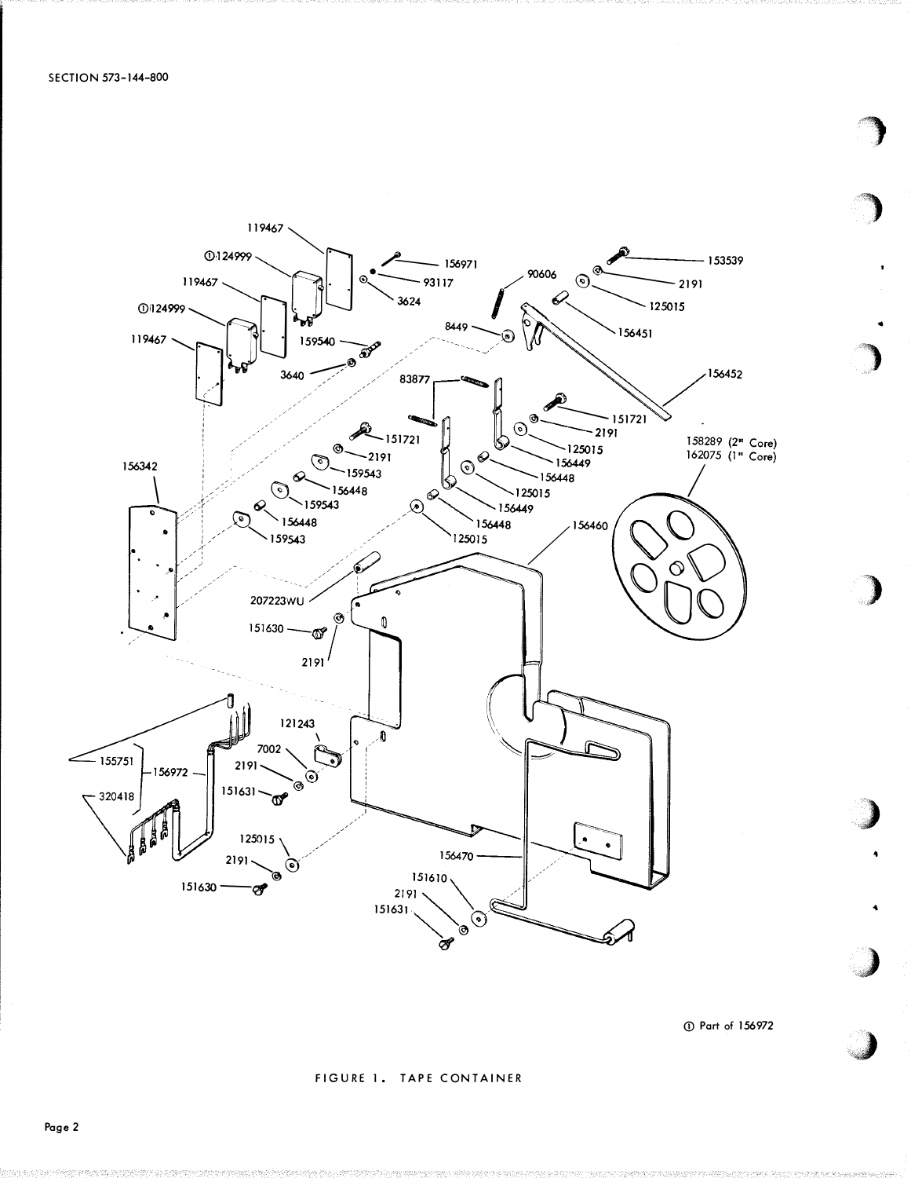① Part of 156972

FIGURE 1. TAPE CONTAINER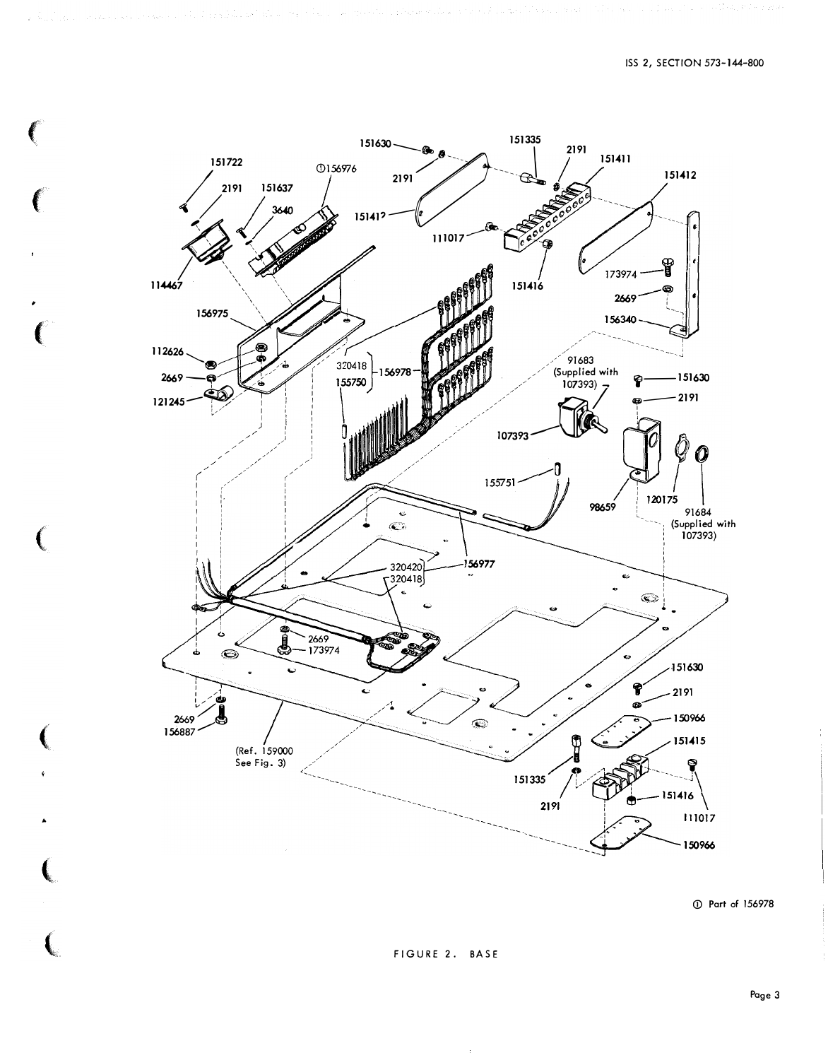151630

151335

2191

151411

151722

①156976

2191

151412

2191

151637

3640

151412

111017

114467

151416

173974

2669

156975

156340

112626

2669

320418

156978

121245

155750

91683
(Supplied with
107393)

151630

2191

107393

155751

98659

120175

91684
(Supplied with
107393)

320420

156977

320418

2669

173974

151630

2191

150966

2669

156887

151415

(Ref. 159000
See Fig. 3)

151335

2191

151416

111017

150966

① Part of 156978

FIGURE 2. BASE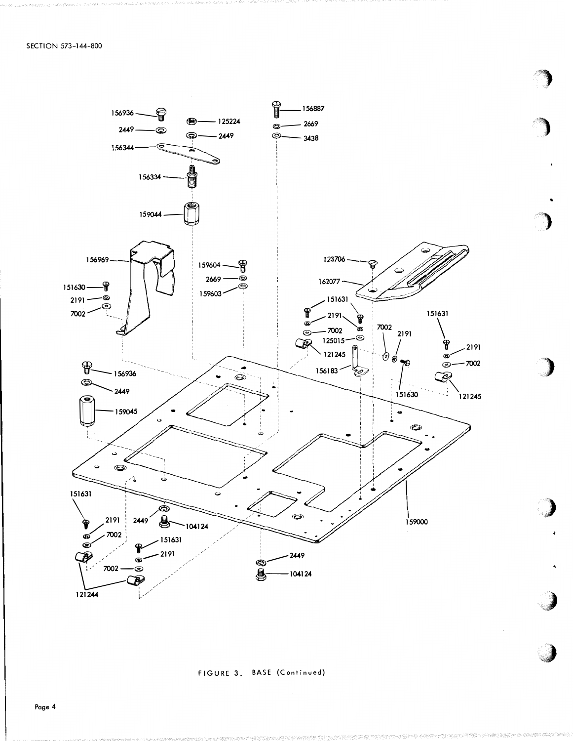FIGURE 3. BASE (Continued)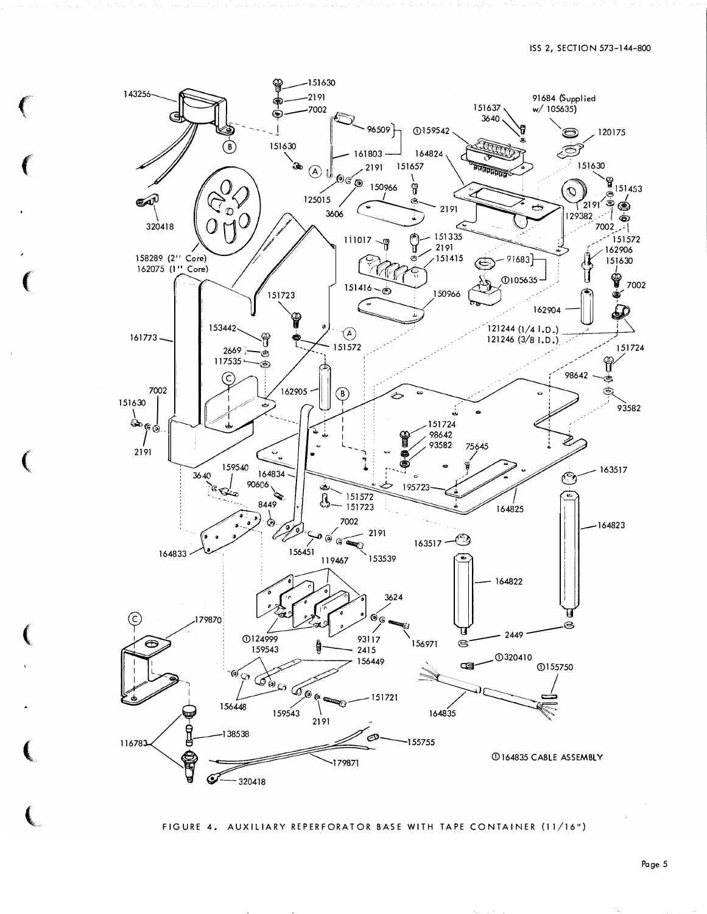①164835 CABLE ASSEMBLY

FIGURE 4. AUXILIARY REPERFORATOR BASE WITH TAPE CONTAINER (11/16")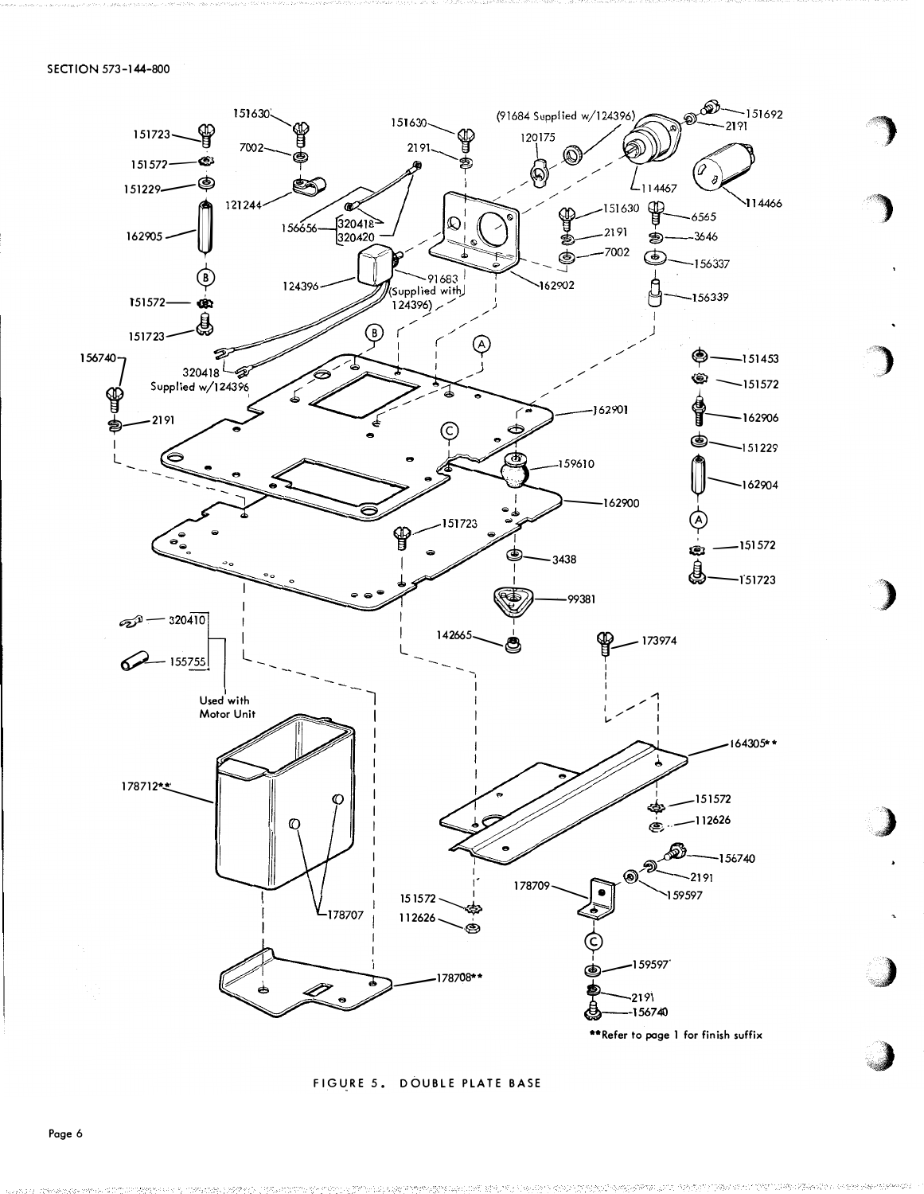SECTION 573-144-800

FIGURE 5. DOUBLE PLATE BASE

**Refer to page 1 for finish suffix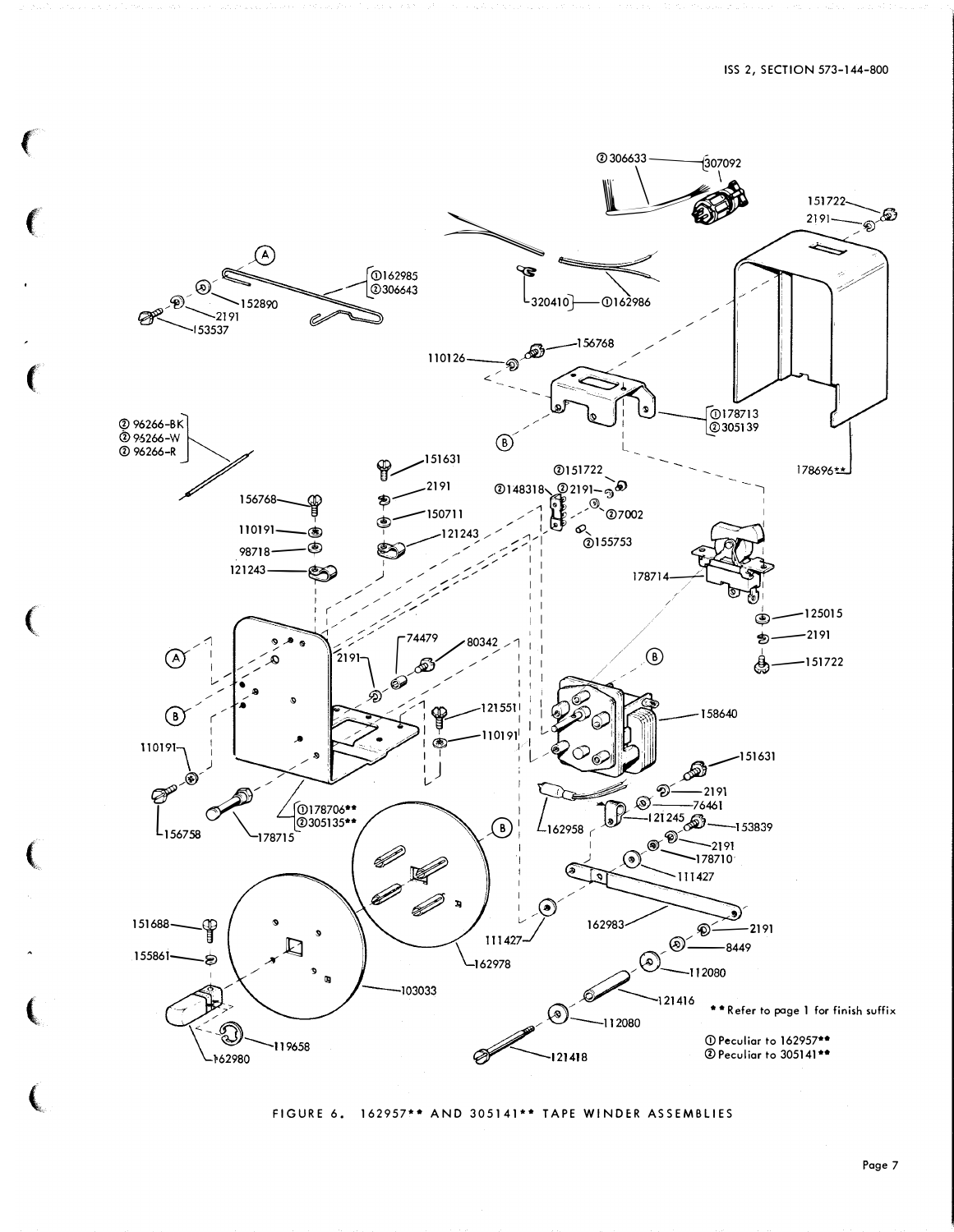** Refer to page 1 for finish suffix

① Peculiar to 162957**

② Peculiar to 305141**

FIGURE 6. 162957** AND 305141** TAPE WINDER ASSEMBLIES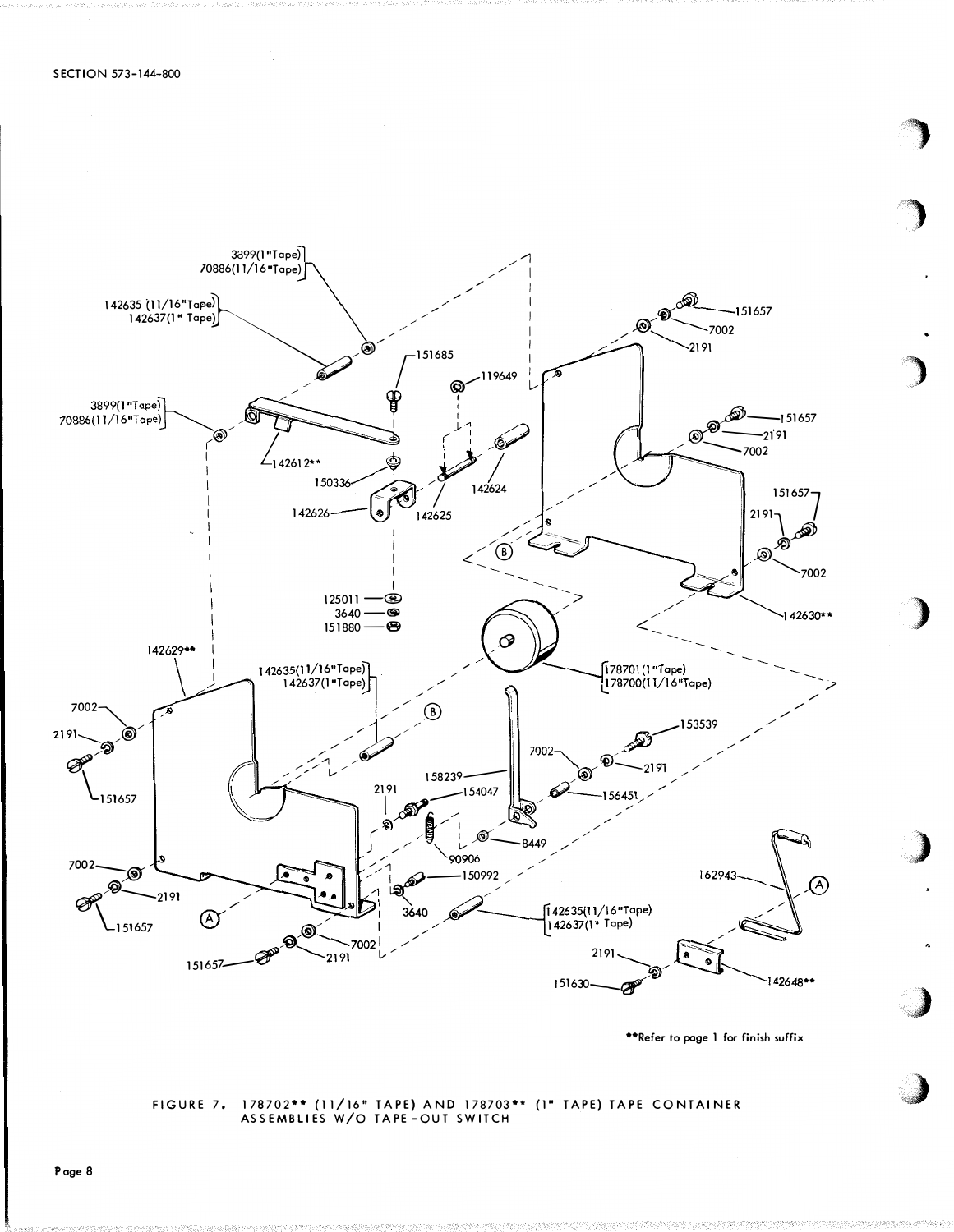**Refer to page 1 for finish suffix

FIGURE 7. 178702** (11/16" TAPE) AND 178703** (1" TAPE) TAPE CONTAINER ASSEMBLIES W/O TAPE-OUT SWITCH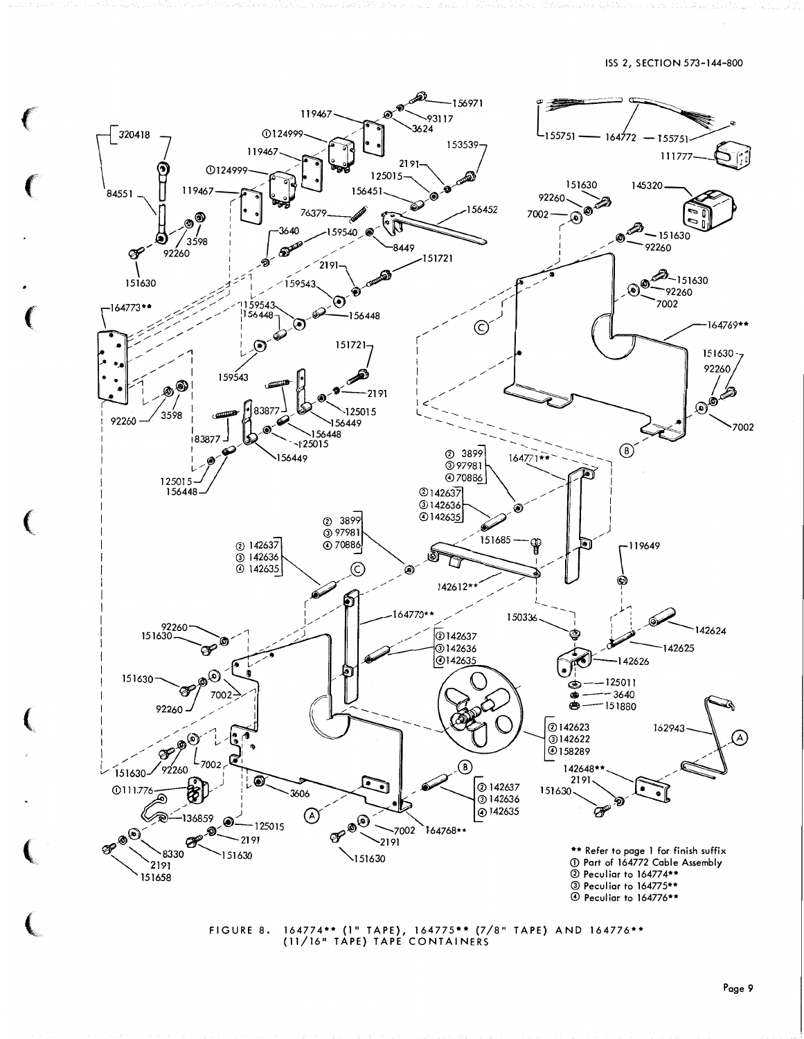** Refer to page 1 for finish suffix
① Part of 164772 Cable Assembly
② Peculiar to 164774**
③ Peculiar to 164775**
④ Peculiar to 164776**

FIGURE 8. 164774** (1" TAPE), 164775** (7/8" TAPE) AND 164776** (11/16" TAPE) TAPE CONTAINERS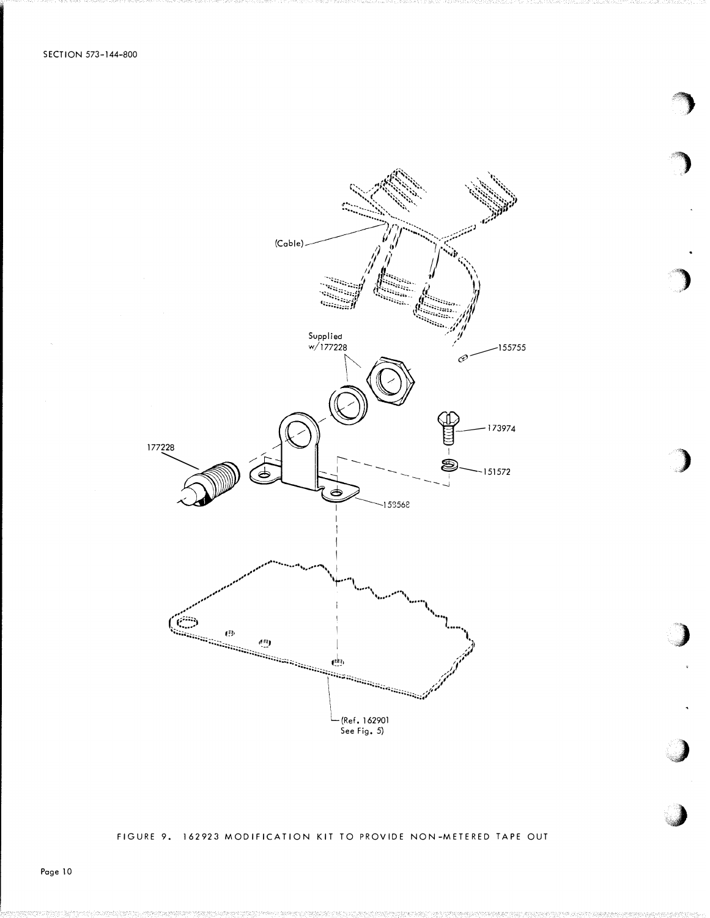(Cable)

Supplied w/177228

155755

173974

177228

151572

153568

(Ref. 162901 See Fig. 5)

FIGURE 9. 162923 MODIFICATION KIT TO PROVIDE NON-METERED TAPE OUT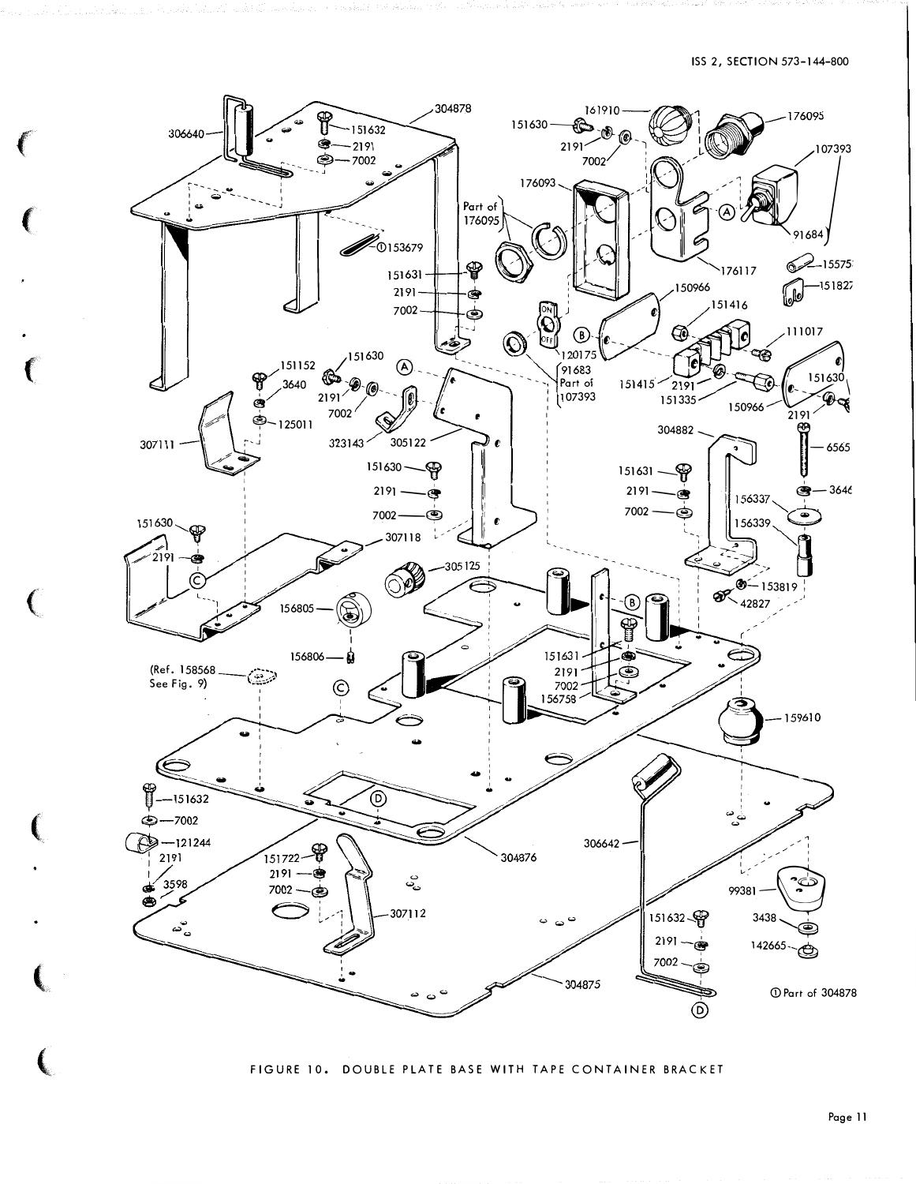FIGURE 10. DOUBLE PLATE BASE WITH TAPE CONTAINER BRACKET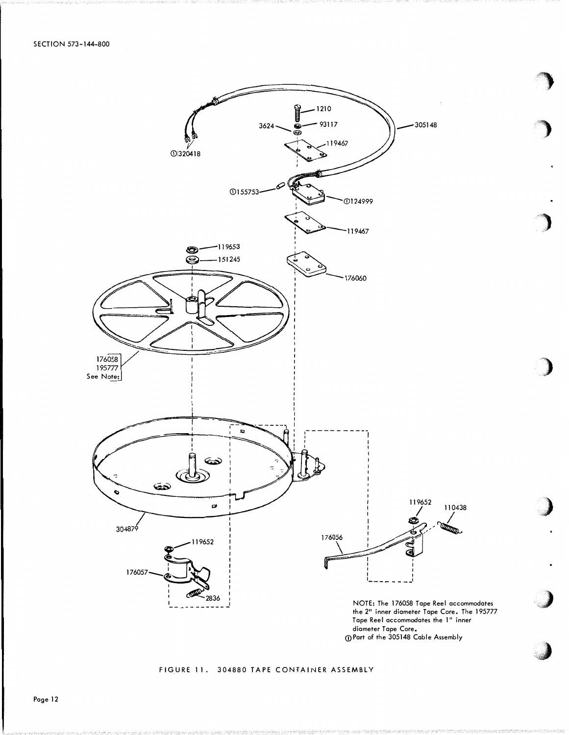1210

3624

93117

305148

①320418

119467

①155753

①124999

119467

119653

151245

176060

176058
195777
See Note:

304879

119652

110438

176056

119652

176057

2836

NOTE: The 176058 Tape Reel accommodates the 2" inner diameter Tape Core. The 195777 Tape Reel accommodates the 1" inner diameter Tape Core.

① Part of the 305148 Cable Assembly

FIGURE 11. 304880 TAPE CONTAINER ASSEMBLY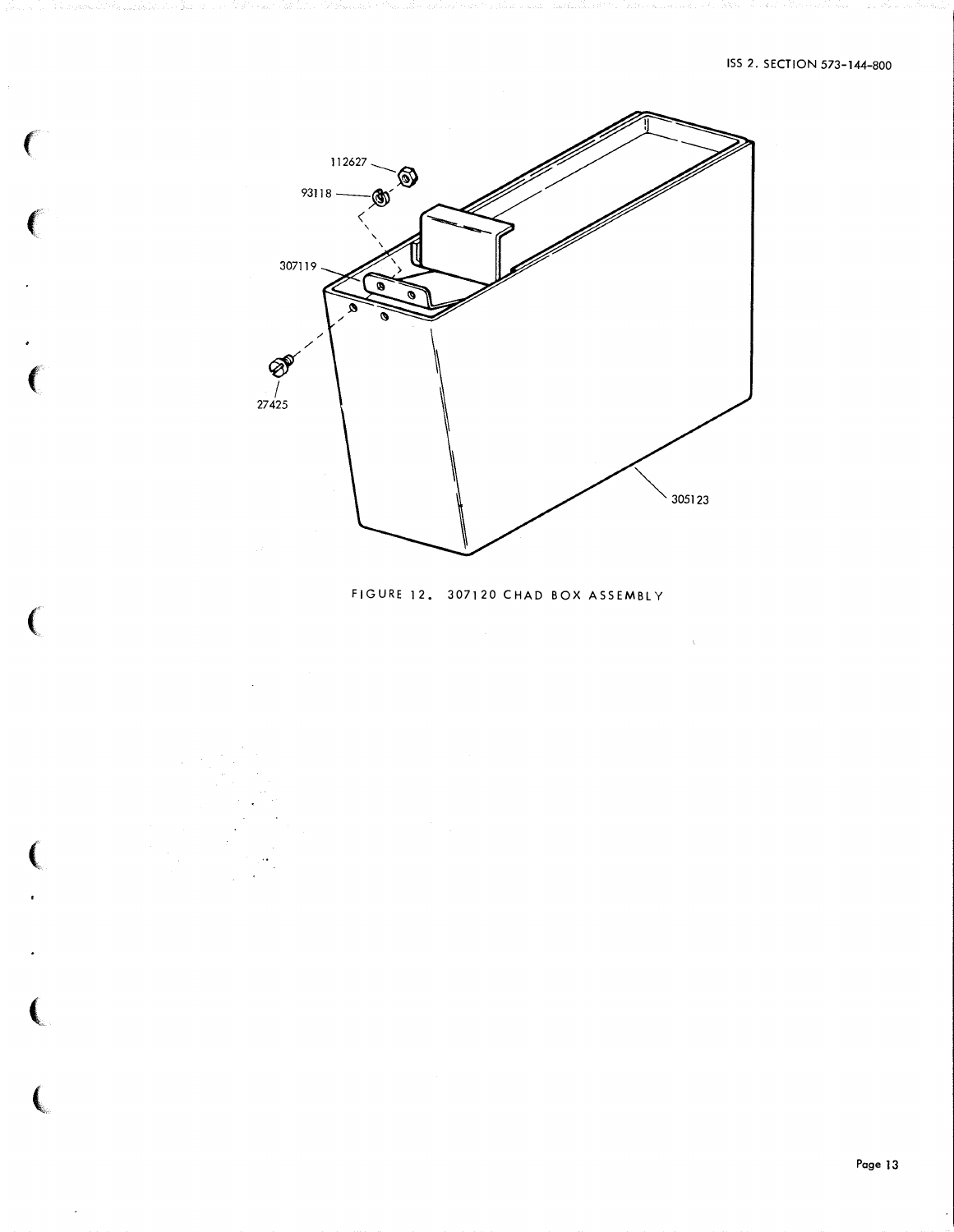112627

93118

307119

27425

305123

FIGURE 12. 307120 CHAD BOX ASSEMBLY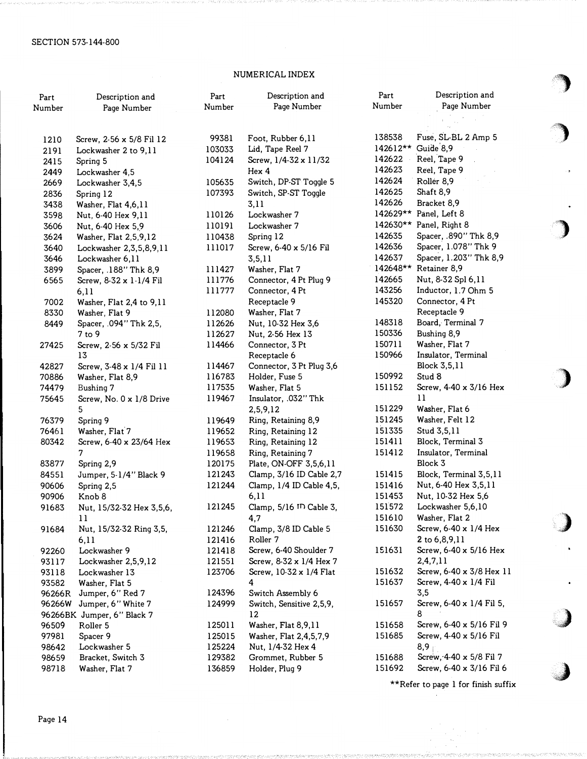SECTION 573-144-800

## NUMERICAL INDEX

| Part Number | Description and Page Number |
|---|---|
| 1210 | Screw, 2-56 x 5/8 Fil 12 |
| 2191 | Lockwasher 2 to 9,11 |
| 2415 | Spring 5 |
| 2449 | Lockwasher 4,5 |
| 2669 | Lockwasher 3,4,5 |
| 2836 | Spring 12 |
| 3438 | Washer, Flat 4,6,11 |
| 3598 | Nut, 6-40 Hex 9,11 |
| 3606 | Nut, 6-40 Hex 5,9 |
| 3624 | Washer, Flat 2,5,9,12 |
| 3640 | Lockwasher 2,3,5,8,9,11 |
| 3646 | Lockwasher 6,11 |
| 3899 | Spacer, .188" Thk 8,9 |
| 6565 | Screw, 8-32 x 1-1/4 Fil 6,11 |
| 7002 | Washer, Flat 2,4 to 9,11 |
| 8330 | Washer, Flat 9 |
| 8449 | Spacer, .094" Thk 2,5, 7 to 9 |
| 27425 | Screw, 2-56 x 5/32 Fil 13 |
| 42827 | Screw, 3-48 x 1/4 Fil 11 |
| 70886 | Washer, Flat 8,9 |
| 74479 | Bushing 7 |
| 75645 | Screw, No. 0 x 1/8 Drive 5 |
| 76379 | Spring 9 |
| 76461 | Washer, Flat 7 |
| 80342 | Screw, 6-40 x 23/64 Hex 7 |
| 83877 | Spring 2,9 |
| 84551 | Jumper, 5-1/4" Black 9 |
| 90606 | Spring 2,5 |
| 90906 | Knob 8 |
| 91683 | Nut, 15/32-32 Hex 3,5,6, 11 |
| 91684 | Nut, 15/32-32 Ring 3,5, 6,11 |
| 92260 | Lockwasher 9 |
| 93117 | Lockwasher 2,5,9,12 |
| 93118 | Lockwasher 13 |
| 93582 | Washer, Flat 5 |
| 96266R | Jumper, 6" Red 7 |
| 96266W | Jumper, 6" White 7 |
| 96266BK | Jumper, 6" Black 7 |
| 96509 | Roller 5 |
| 97981 | Spacer 9 |
| 98642 | Lockwasher 5 |
| 98659 | Bracket, Switch 3 |
| 98718 | Washer, Flat 7 |
| 99381 | Foot, Rubber 6,11 |
| 103033 | Lid, Tape Reel 7 |
| 104124 | Screw, 1/4-32 x 11/32 Hex 4 |
| 105635 | Switch, DP-ST Toggle 5 |
| 107393 | Switch, SP-ST Toggle 3,11 |
| 110126 | Lockwasher 7 |
| 110191 | Lockwasher 7 |
| 110438 | Spring 12 |
| 111017 | Screw, 6-40 x 5/16 Fil 3,5,11 |
| 111427 | Washer, Flat 7 |
| 111776 | Connector, 4 Pt Plug 9 |
| 111777 | Connector, 4 Pt Receptacle 9 |
| 112080 | Washer, Flat 7 |
| 112626 | Nut, 10-32 Hex 3,6 |
| 112627 | Nut, 2-56 Hex 13 |
| 114466 | Connector, 3 Pt Receptacle 6 |
| 114467 | Connector, 3 Pt Plug 3,6 |
| 116783 | Holder, Fuse 5 |
| 117535 | Washer, Flat 5 |
| 119467 | Insulator, .032" Thk 2,5,9,12 |
| 119649 | Ring, Retaining 8,9 |
| 119652 | Ring, Retaining 12 |
| 119653 | Ring, Retaining 12 |
| 119658 | Ring, Retaining 7 |
| 120175 | Plate, ON-OFF 3,5,6,11 |
| 121243 | Clamp, 3/16 ID Cable 2,7 |
| 121244 | Clamp, 1/4 ID Cable 4,5, 6,11 |
| 121245 | Clamp, 5/16 ID Cable 3, 4,7 |
| 121246 | Clamp, 3/8 ID Cable 5 |
| 121416 | Roller 7 |
| 121418 | Screw, 6-40 Shoulder 7 |
| 121551 | Screw, 8-32 x 1/4 Hex 7 |
| 123706 | Screw, 10-32 x 1/4 Flat 4 |
| 124396 | Switch Assembly 6 |
| 124999 | Switch, Sensitive 2,5,9, 12 |
| 125011 | Washer, Flat 8,9,11 |
| 125015 | Washer, Flat 2,4,5,7,9 |
| 125224 | Nut, 1/4-32 Hex 4 |
| 129382 | Grommet, Rubber 5 |
| 136859 | Holder, Plug 9 |
| 138538 | Fuse, SL-BL 2 Amp 5 |
| 142612** | Guide 8,9 |
| 142622 | Reel, Tape 9 |
| 142623 | Reel, Tape 9 |
| 142624 | Roller 8,9 |
| 142625 | Shaft 8,9 |
| 142626 | Bracket 8,9 |
| 142629** | Panel, Left 8 |
| 142630** | Panel, Right 8 |
| 142635 | Spacer, .890" Thk 8,9 |
| 142636 | Spacer, 1.078" Thk 9 |
| 142637 | Spacer, 1.203" Thk 8,9 |
| 142648** | Retainer 8,9 |
| 142665 | Nut, 8-32 Spl 6,11 |
| 143256 | Inductor, 1.7 Ohm 5 |
| 145320 | Connector, 4 Pt Receptacle 9 |
| 148318 | Board, Terminal 7 |
| 150336 | Bushing 8,9 |
| 150711 | Washer, Flat 7 |
| 150966 | Insulator, Terminal Block 3,5,11 |
| 150992 | Stud 8 |
| 151152 | Screw, 4-40 x 3/16 Hex 11 |
| 151229 | Washer, Flat 6 |
| 151245 | Washer, Felt 12 |
| 151335 | Stud 3,5,11 |
| 151411 | Block, Terminal 3 |
| 151412 | Insulator, Terminal Block 3 |
| 151415 | Block, Terminal 3,5,11 |
| 151416 | Nut, 6-40 Hex 3,5,11 |
| 151453 | Nut, 10-32 Hex 5,6 |
| 151572 | Lockwasher 5,6,10 |
| 151610 | Washer, Flat 2 |
| 151630 | Screw, 6-40 x 1/4 Hex 2 to 6,8,9,11 |
| 151631 | Screw, 6-40 x 5/16 Hex 2,4,7,11 |
| 151632 | Screw, 6-40 x 3/8 Hex 11 |
| 151637 | Screw, 4-40 x 1/4 Fil 3,5 |
| 151657 | Screw, 6-40 x 1/4 Fil 5, 8 |
| 151658 | Screw, 6-40 x 5/16 Fil 9 |
| 151685 | Screw, 4-40 x 5/16 Fil 8,9 |
| 151688 | Screw, 4-40 x 5/8 Fil 7 |
| 151692 | Screw, 6-40 x 3/16 Fil 6 |

**Refer to page 1 for finish suffix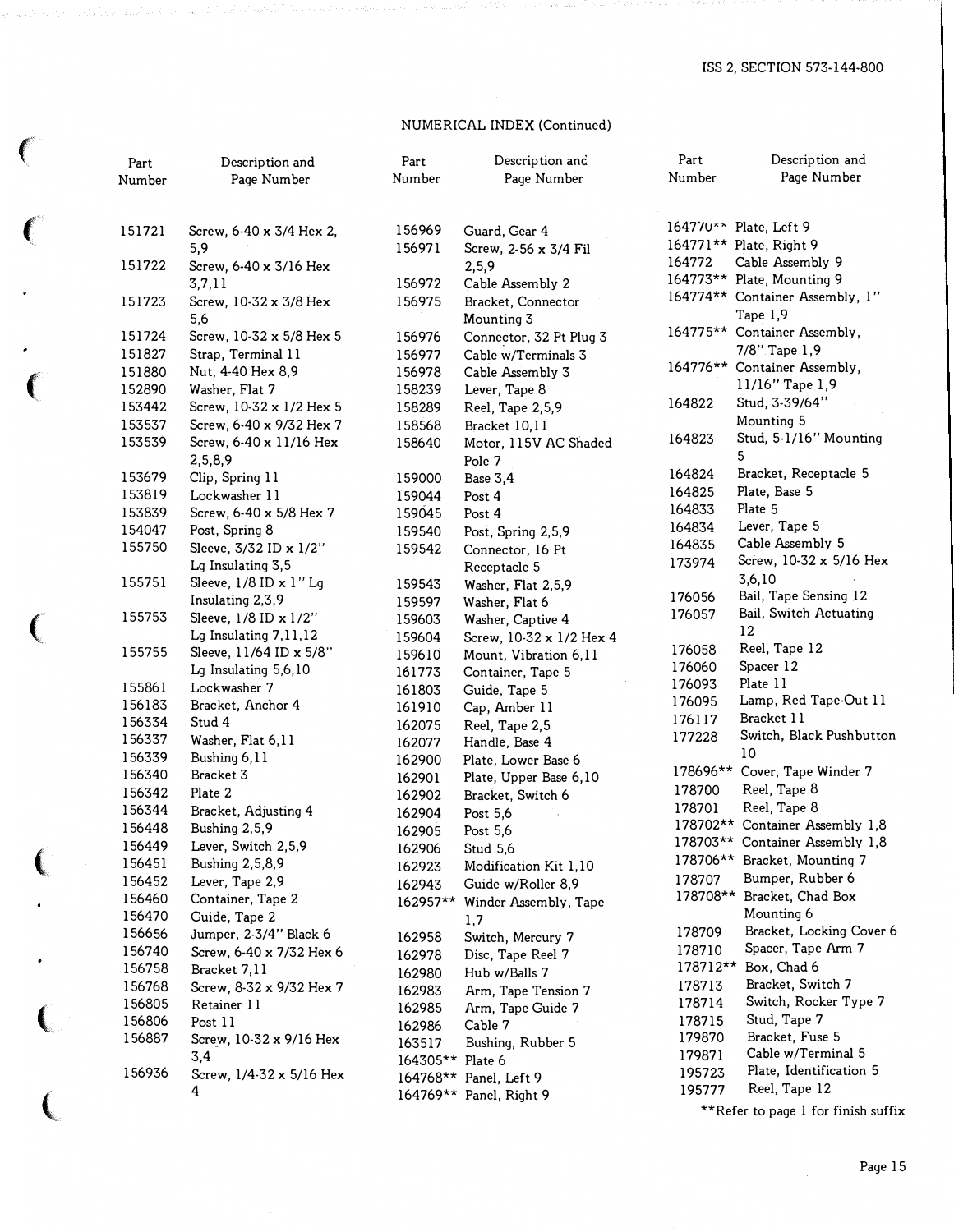## NUMERICAL INDEX (Continued)

| Part Number | Description and Page Number |
|---|---|
| 151721 | Screw, 6-40 x 3/4 Hex 2,5,9 |
| 151722 | Screw, 6-40 x 3/16 Hex 3,7,11 |
| 151723 | Screw, 10-32 x 3/8 Hex 5,6 |
| 151724 | Screw, 10-32 x 5/8 Hex 5 |
| 151827 | Strap, Terminal 11 |
| 151880 | Nut, 4-40 Hex 8,9 |
| 152890 | Washer, Flat 7 |
| 153442 | Screw, 10-32 x 1/2 Hex 5 |
| 153537 | Screw, 6-40 x 9/32 Hex 7 |
| 153539 | Screw, 6-40 x 11/16 Hex 2,5,8,9 |
| 153679 | Clip, Spring 11 |
| 153819 | Lockwasher 11 |
| 153839 | Screw, 6-40 x 5/8 Hex 7 |
| 154047 | Post, Spring 8 |
| 155750 | Sleeve, 3/32 ID x 1/2" Lg Insulating 3,5 |
| 155751 | Sleeve, 1/8 ID x 1" Lg Insulating 2,3,9 |
| 155753 | Sleeve, 1/8 ID x 1/2" Lg Insulating 7,11,12 |
| 155755 | Sleeve, 11/64 ID x 5/8" Lg Insulating 5,6,10 |
| 155861 | Lockwasher 7 |
| 156183 | Bracket, Anchor 4 |
| 156334 | Stud 4 |
| 156337 | Washer, Flat 6,11 |
| 156339 | Bushing 6,11 |
| 156340 | Bracket 3 |
| 156342 | Plate 2 |
| 156344 | Bracket, Adjusting 4 |
| 156448 | Bushing 2,5,9 |
| 156449 | Lever, Switch 2,5,9 |
| 156451 | Bushing 2,5,8,9 |
| 156452 | Lever, Tape 2,9 |
| 156460 | Container, Tape 2 |
| 156470 | Guide, Tape 2 |
| 156656 | Jumper, 2-3/4" Black 6 |
| 156740 | Screw, 6-40 x 7/32 Hex 6 |
| 156758 | Bracket 7,11 |
| 156768 | Screw, 8-32 x 9/32 Hex 7 |
| 156805 | Retainer 11 |
| 156806 | Post 11 |
| 156887 | Screw, 10-32 x 9/16 Hex 3,4 |
| 156936 | Screw, 1/4-32 x 5/16 Hex 4 |
| 156969 | Guard, Gear 4 |
| 156971 | Screw, 2-56 x 3/4 Fil 2,5,9 |
| 156972 | Cable Assembly 2 |
| 156975 | Bracket, Connector Mounting 3 |
| 156976 | Connector, 32 Pt Plug 3 |
| 156977 | Cable w/Terminals 3 |
| 156978 | Cable Assembly 3 |
| 158239 | Lever, Tape 8 |
| 158289 | Reel, Tape 2,5,9 |
| 158568 | Bracket 10,11 |
| 158640 | Motor, 115V AC Shaded Pole 7 |
| 159000 | Base 3,4 |
| 159044 | Post 4 |
| 159045 | Post 4 |
| 159540 | Post, Spring 2,5,9 |
| 159542 | Connector, 16 Pt Receptacle 5 |
| 159543 | Washer, Flat 2,5,9 |
| 159597 | Washer, Flat 6 |
| 159603 | Washer, Captive 4 |
| 159604 | Screw, 10-32 x 1/2 Hex 4 |
| 159610 | Mount, Vibration 6,11 |
| 161773 | Container, Tape 5 |
| 161803 | Guide, Tape 5 |
| 161910 | Cap, Amber 11 |
| 162075 | Reel, Tape 2,5 |
| 162077 | Handle, Base 4 |
| 162900 | Plate, Lower Base 6 |
| 162901 | Plate, Upper Base 6,10 |
| 162902 | Bracket, Switch 6 |
| 162904 | Post 5,6 |
| 162905 | Post 5,6 |
| 162906 | Stud 5,6 |
| 162923 | Modification Kit 1,10 |
| 162943 | Guide w/Roller 8,9 |
| 162957** | Winder Assembly, Tape 1,7 |
| 162958 | Switch, Mercury 7 |
| 162978 | Disc, Tape Reel 7 |
| 162980 | Hub w/Balls 7 |
| 162983 | Arm, Tape Tension 7 |
| 162985 | Arm, Tape Guide 7 |
| 162986 | Cable 7 |
| 163517 | Bushing, Rubber 5 |
| 164305** | Plate 6 |
| 164768** | Panel, Left 9 |
| 164769** | Panel, Right 9 |
| 164770** | Plate, Left 9 |
| 164771** | Plate, Right 9 |
| 164772 | Cable Assembly 9 |
| 164773** | Plate, Mounting 9 |
| 164774** | Container Assembly, 1" Tape 1,9 |
| 164775** | Container Assembly, 7/8" Tape 1,9 |
| 164776** | Container Assembly, 11/16" Tape 1,9 |
| 164822 | Stud, 3-39/64" Mounting 5 |
| 164823 | Stud, 5-1/16" Mounting 5 |
| 164824 | Bracket, Receptacle 5 |
| 164825 | Plate, Base 5 |
| 164833 | Plate 5 |
| 164834 | Lever, Tape 5 |
| 164835 | Cable Assembly 5 |
| 173974 | Screw, 10-32 x 5/16 Hex 3,6,10 |
| 176056 | Bail, Tape Sensing 12 |
| 176057 | Bail, Switch Actuating 12 |
| 176058 | Reel, Tape 12 |
| 176060 | Spacer 12 |
| 176093 | Plate 11 |
| 176095 | Lamp, Red Tape-Out 11 |
| 176117 | Bracket 11 |
| 177228 | Switch, Black Pushbutton 10 |
| 178696** | Cover, Tape Winder 7 |
| 178700 | Reel, Tape 8 |
| 178701 | Reel, Tape 8 |
| 178702** | Container Assembly 1,8 |
| 178703** | Container Assembly 1,8 |
| 178706** | Bracket, Mounting 7 |
| 178707 | Bumper, Rubber 6 |
| 178708** | Bracket, Chad Box Mounting 6 |
| 178709 | Bracket, Locking Cover 6 |
| 178710 | Spacer, Tape Arm 7 |
| 178712** | Box, Chad 6 |
| 178713 | Bracket, Switch 7 |
| 178714 | Switch, Rocker Type 7 |
| 178715 | Stud, Tape 7 |
| 179870 | Bracket, Fuse 5 |
| 179871 | Cable w/Terminal 5 |
| 195723 | Plate, Identification 5 |
| 195777 | Reel, Tape 12 |

**Refer to page 1 for finish suffix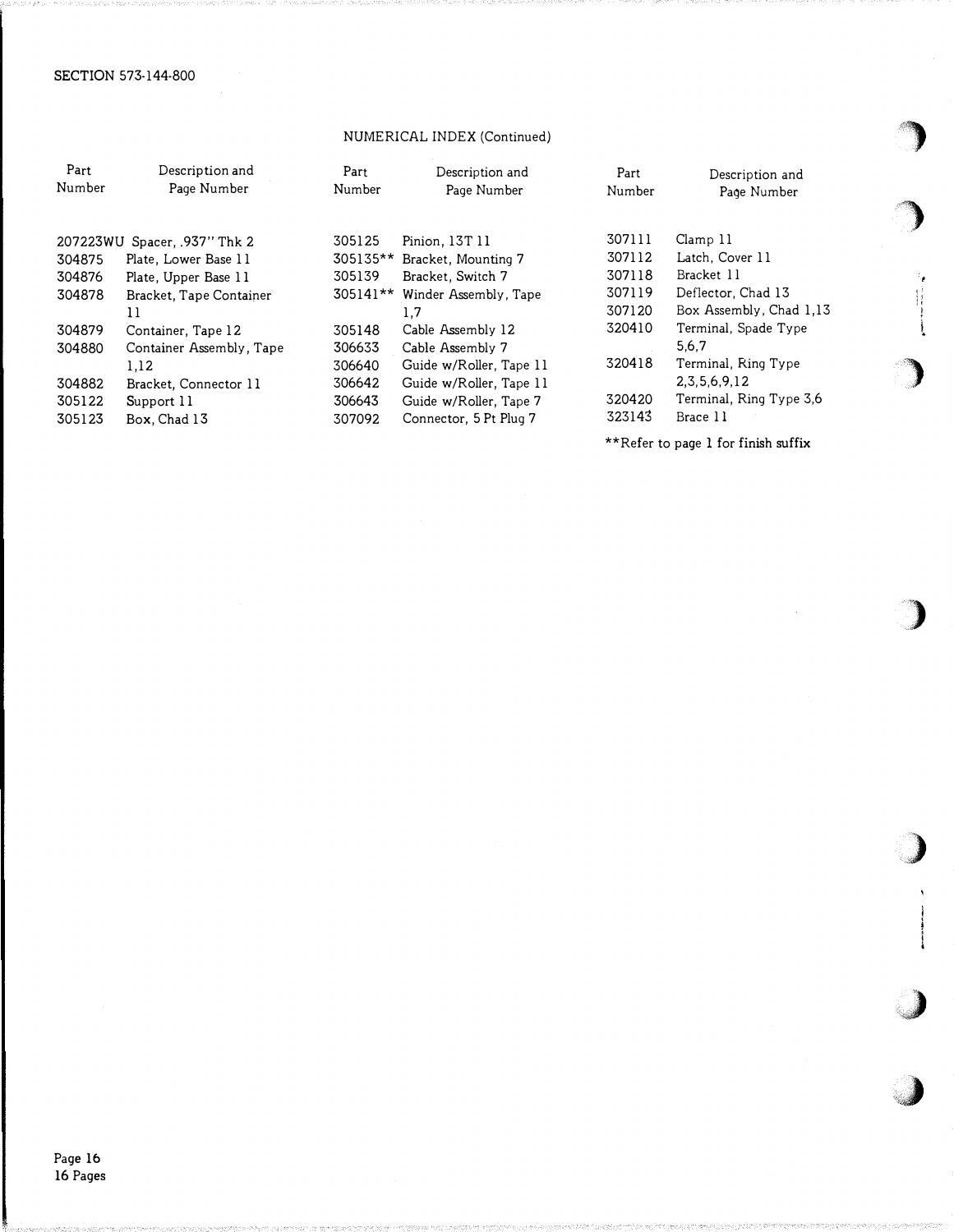## NUMERICAL INDEX (Continued)

| Part Number | Description and Page Number | Part Number | Description and Page Number | Part Number | Description and Page Number |
|---|---|---|---|---|---|
| 207223WU | Spacer, .937" Thk 2 | 305125 | Pinion, 13T 11 | 307111 | Clamp 11 |
| 304875 | Plate, Lower Base 11 | 305135** | Bracket, Mounting 7 | 307112 | Latch, Cover 11 |
| 304876 | Plate, Upper Base 11 | 305139 | Bracket, Switch 7 | 307118 | Bracket 11 |
| 304878 | Bracket, Tape Container 11 | 305141** | Winder Assembly, Tape 1,7 | 307119 | Deflector, Chad 13 |
| 304879 | Container, Tape 12 | 305148 | Cable Assembly 12 | 307120 | Box Assembly, Chad 1,13 |
| 304880 | Container Assembly, Tape 1,12 | 306633 | Cable Assembly 7 | 320410 | Terminal, Spade Type 5,6,7 |
| 304882 | Bracket, Connector 11 | 306640 | Guide w/Roller, Tape 11 | 320418 | Terminal, Ring Type 2,3,5,6,9,12 |
| 305122 | Support 11 | 306642 | Guide w/Roller, Tape 11 | 320420 | Terminal, Ring Type 3,6 |
| 305123 | Box, Chad 13 | 306643 | Guide w/Roller, Tape 7 | 323143 | Brace 11 |
| | | 307092 | Connector, 5 Pt Plug 7 | | |

**Refer to page 1 for finish suffix